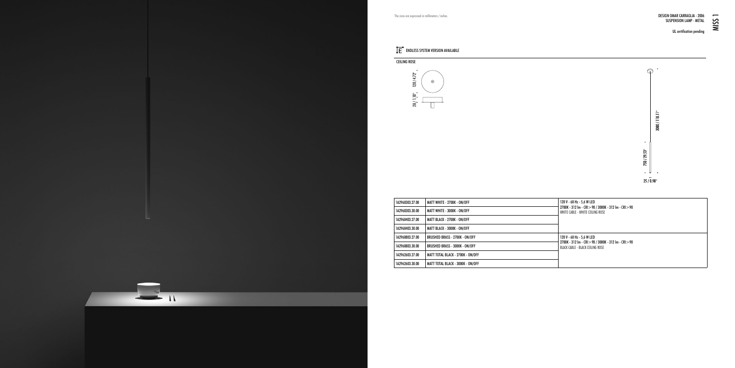The sizes are expressed in millimeters / inches.

# MISS 1

DESIGN OMAR CARRAGLIA - 2006
SUSPENSION LAMP - METAL

UL certification pending

ENDLESS SYSTEM VERSION AVAILABLE

CEILING ROSE

120 / 4.72"

28 / 1.10"

3000 / 118.11"

750 / 29.53"

25 / 0.98"

| | | |
|---|---|---|
| 1A2960303.27.00 | MATT WHITE - 2700K - ON/OFF | 120 V - 60 Hz - 5,6 W LED<br>2700K - 312 lm - CRI>90 / 3000K - 312 lm - CRI>90<br>WHITE CABLE - WHITE CEILING ROSE |
| 1A2960303.30.00 | MATT WHITE - 3000K - ON/OFF | |
| 1A2960403.27.00 | MATT BLACK - 2700K - ON/OFF | |
| 1A2960403.30.00 | MATT BLACK - 3000K - ON/OFF | |
| 1A2960803.27.00 | BRUSHED BRASS - 2700K - ON/OFF | 120 V - 60 Hz - 5,6 W LED<br>2700K - 312 lm - CRI>90 / 3000K - 312 lm - CRI>90<br>BLACK CABLE - BLACK CEILING ROSE |
| 1A2960803.30.00 | BRUSHED BRASS - 3000K - ON/OFF | |
| 1A2962603.27.00 | MATT TOTAL BLACK - 2700K - ON/OFF | |
| 1A2962603.30.00 | MATT TOTAL BLACK - 3000K - ON/OFF | |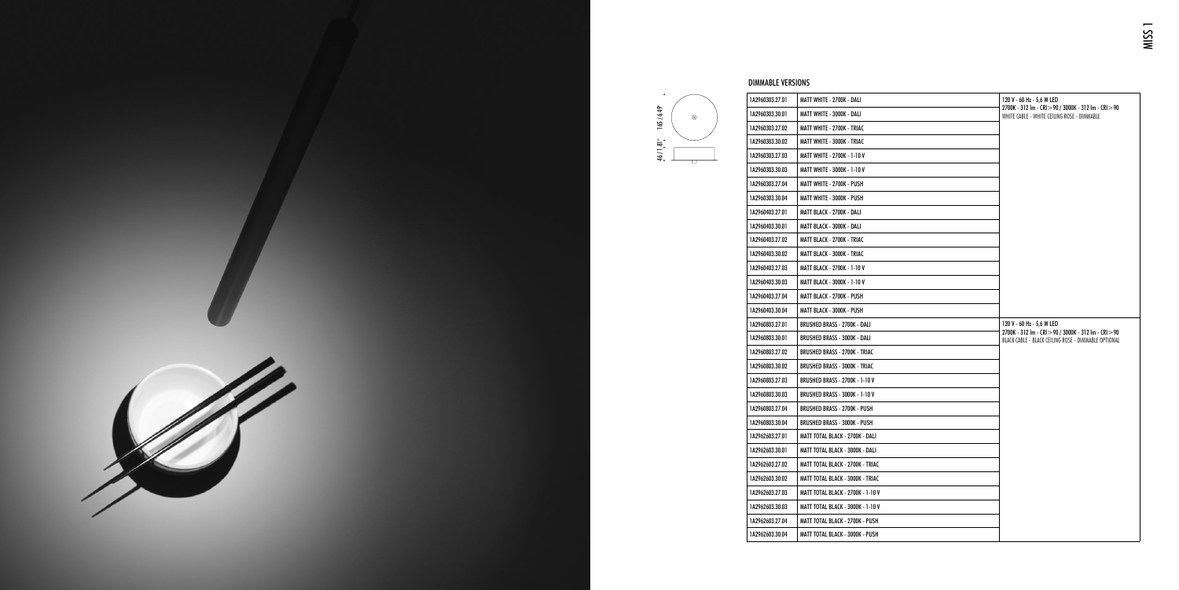## DIMMABLE VERSIONS

165 / 6.49"

46 / 1.81"

| | | |
|---|---|---|
| 1A2960303.27.01 | MATT WHITE - 2700K - DALI | 120 V - 60 Hz - 5,6 W LED<br>2700K - 312 lm - CRI > 90 / 3000K - 312 lm - CRI > 90<br>WHITE CABLE - WHITE CEILING ROSE - DIMMABLE |
| 1A2960303.30.01 | MATT WHITE - 3000K - DALI | |
| 1A2960303.27.02 | MATT WHITE - 2700K - TRIAC | |
| 1A2960303.30.02 | MATT WHITE - 3000K - TRIAC | |
| 1A2960303.27.03 | MATT WHITE - 2700K - 1-10 V | |
| 1A2960303.30.03 | MATT WHITE - 3000K - 1-10 V | |
| 1A2960303.27.04 | MATT WHITE - 2700K - PUSH | |
| 1A2960303.30.04 | MATT WHITE - 3000K - PUSH | |
| 1A2960403.27.01 | MATT BLACK - 2700K - DALI | |
| 1A2960403.30.01 | MATT BLACK - 3000K - DALI | |
| 1A2960403.27.02 | MATT BLACK - 2700K - TRIAC | |
| 1A2960403.30.02 | MATT BLACK - 3000K - TRIAC | |
| 1A2960403.27.03 | MATT BLACK - 2700K - 1-10 V | |
| 1A2960403.30.03 | MATT BLACK - 3000K - 1-10 V | |
| 1A2960403.27.04 | MATT BLACK - 2700K - PUSH | |
| 1A2960403.30.04 | MATT BLACK - 3000K - PUSH | |
| 1A2960803.27.01 | BRUSHED BRASS - 2700K - DALI | 120 V - 60 Hz - 5,6 W LED<br>2700K - 312 lm - CRI > 90 / 3000K - 312 lm - CRI > 90<br>BLACK CABLE - BLACK CEILING ROSE - DIMMABLE OPTIONAL |
| 1A2960803.30.01 | BRUSHED BRASS - 3000K - DALI | |
| 1A2960803.27.02 | BRUSHED BRASS - 2700K - TRIAC | |
| 1A2960803.30.02 | BRUSHED BRASS - 3000K - TRIAC | |
| 1A2960803.27.03 | BRUSHED BRASS - 2700K - 1-10 V | |
| 1A2960803.30.03 | BRUSHED BRASS - 3000K - 1-10 V | |
| 1A2960803.27.04 | BRUSHED BRASS - 2700K - PUSH | |
| 1A2960803.30.04 | BRUSHED BRASS - 3000K - PUSH | |
| 1A2962603.27.01 | MATT TOTAL BLACK - 2700K - DALI | |
| 1A2962603.30.01 | MATT TOTAL BLACK - 3000K - DALI | |
| 1A2962603.27.02 | MATT TOTAL BLACK - 2700K - TRIAC | |
| 1A2962603.30.02 | MATT TOTAL BLACK - 3000K - TRIAC | |
| 1A2962603.27.03 | MATT TOTAL BLACK - 2700K - 1-10 V | |
| 1A2962603.30.03 | MATT TOTAL BLACK - 3000K - 1-10 V | |
| 1A2962603.27.04 | MATT TOTAL BLACK - 2700K - PUSH | |
| 1A2962603.30.04 | MATT TOTAL BLACK - 3000K - PUSH | |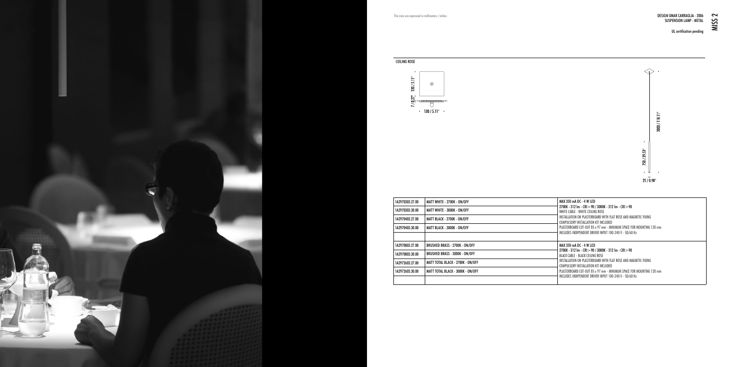The sizes are expressed in millimeters / inches.

# MISS 2

DESIGN OMAR CARRAGLIA - 2006
SUSPENSION LAMP - METAL

UL certification pending

CEILING ROSE

130 / 5.11"

7 / 0.27"

130 / 5.11"

3000 / 118.11"

750 / 29.53"

25 / 0.98"

| | | |
|---|---|---|
| 1A2970303.27.00 | MATT WHITE - 2700K - ON/OFF | MAX 350 mA DC - 4 W LED<br>2700K - 312 lm - CRI > 90 / 3000K - 312 lm - CRI > 90<br>WHITE CABLE - WHITE CEILING ROSE<br>INSTALLATION ON PLASTERBOARD WITH FLAT ROSE AND MAGNETIC FIXING<br>COMPULSORY INSTALLATION KIT INCLUDED<br>PLASTERBOARD CUT-OUT 85 x 97 mm - MINIMUM SPACE FOR MOUNTING 120 mm<br>INCLUDES INDIPENDENT DRIVER INPUT 100-240 V - 50/60 Hz |
| 1A2970303.30.00 | MATT WHITE - 3000K - ON/OFF | |
| 1A2970403.27.00 | MATT BLACK - 2700K - ON/OFF | |
| 1A2970403.30.00 | MATT BLACK - 3000K - ON/OFF | |
| | | |
| 1A2970803.27.00 | BRUSHED BRASS - 2700K - ON/OFF | MAX 350 mA DC - 4 W LED<br>2700K - 312 lm - CRI > 90 / 3000K - 312 lm - CRI > 90<br>BLACK CABLE - BLACK CEILING ROSE<br>INSTALLATION ON PLASTERBOARD WITH FLAT ROSE AND MAGNETIC FIXING<br>COMPULSORY INSTALLATION KIT INCLUDED<br>PLASTERBOARD CUT-OUT 85 x 97 mm - MINIMUM SPACE FOR MOUNTING 120 mm<br>INCLUDES INDIPENDENT DRIVER INPUT 100-240 V - 50/60 Hz |
| 1A2970803.30.00 | BRUSHED BRASS - 3000K - ON/OFF | |
| 1A2972603.27.00 | MATT TOTAL BLACK - 2700K - ON/OFF | |
| 1A2972603.30.00 | MATT TOTAL BLACK - 3000K - ON/OFF | |
| | | |